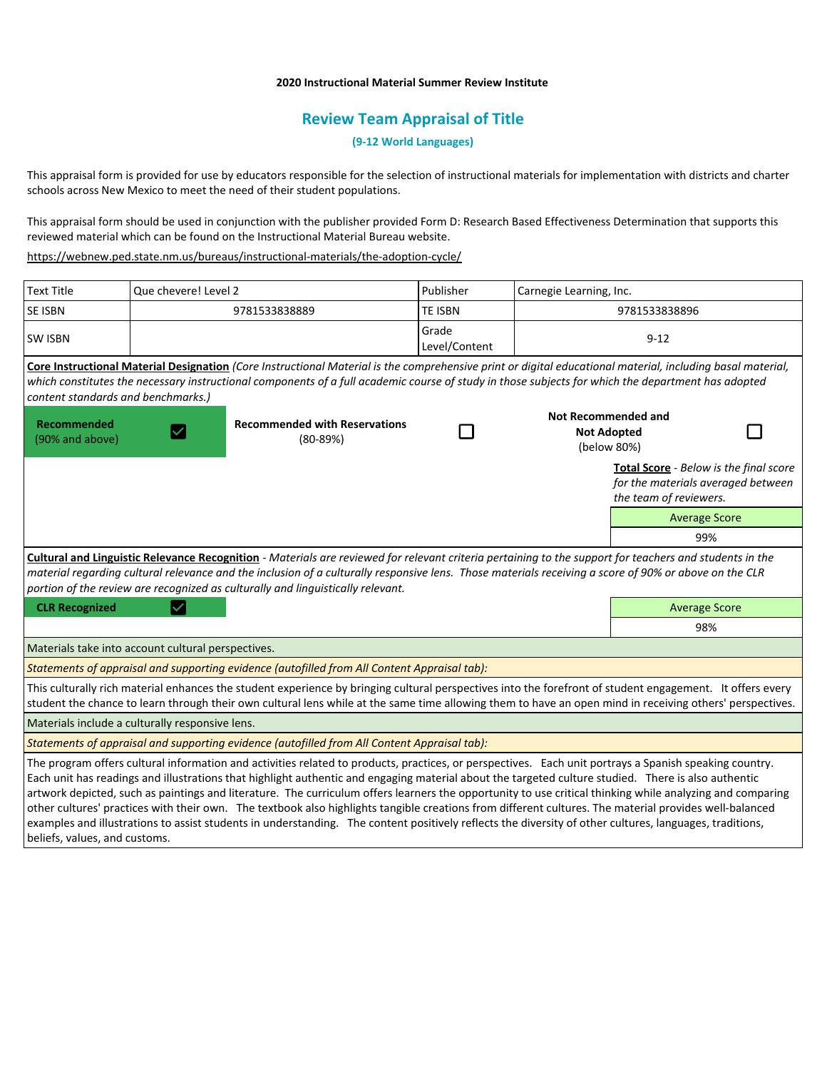**2020 Instructional Material Summer Review Institute**

## Review Team Appraisal of Title

**(9-12 World Languages)**

This appraisal form is provided for use by educators responsible for the selection of instructional materials for implementation with districts and charter schools across New Mexico to meet the need of their student populations.

This appraisal form should be used in conjunction with the publisher provided Form D: Research Based Effectiveness Determination that supports this reviewed material which can be found on the Instructional Material Bureau website.

https://webnew.ped.state.nm.us/bureaus/instructional-materials/the-adoption-cycle/

| Text Title | Que chevere! Level 2 | Publisher | Carnegie Learning, Inc. |
|---|---|---|---|
| SE ISBN | 9781533838889 | TE ISBN | 9781533838896 |
| SW ISBN | | Grade Level/Content | 9-12 |

**Core Instructional Material Designation** *(Core Instructional Material is the comprehensive print or digital educational material, including basal material, which constitutes the necessary instructional components of a full academic course of study in those subjects for which the department has adopted content standards and benchmarks.)*

| Recommended (90% and above) | ☑ | Recommended with Reservations (80-89%) | ☐ | Not Recommended and Not Adopted (below 80%) | ☐ |
|---|---|---|---|---|---|

**Total Score** - *Below is the final score for the materials averaged between the team of reviewers.*

| Average Score |
|---|
| 99% |

**Cultural and Linguistic Relevance Recognition** - *Materials are reviewed for relevant criteria pertaining to the support for teachers and students in the material regarding cultural relevance and the inclusion of a culturally responsive lens. Those materials receiving a score of 90% or above on the CLR portion of the review are recognized as culturally and linguistically relevant.*

| CLR Recognized | ☑ | Average Score |
|---|---|---|
| | | 98% |

Materials take into account cultural perspectives.

*Statements of appraisal and supporting evidence (autofilled from All Content Appraisal tab):*

This culturally rich material enhances the student experience by bringing cultural perspectives into the forefront of student engagement. It offers every student the chance to learn through their own cultural lens while at the same time allowing them to have an open mind in receiving others' perspectives.

Materials include a culturally responsive lens.

*Statements of appraisal and supporting evidence (autofilled from All Content Appraisal tab):*

The program offers cultural information and activities related to products, practices, or perspectives. Each unit portrays a Spanish speaking country. Each unit has readings and illustrations that highlight authentic and engaging material about the targeted culture studied. There is also authentic artwork depicted, such as paintings and literature. The curriculum offers learners the opportunity to use critical thinking while analyzing and comparing other cultures' practices with their own. The textbook also highlights tangible creations from different cultures. The material provides well-balanced examples and illustrations to assist students in understanding. The content positively reflects the diversity of other cultures, languages, traditions, beliefs, values, and customs.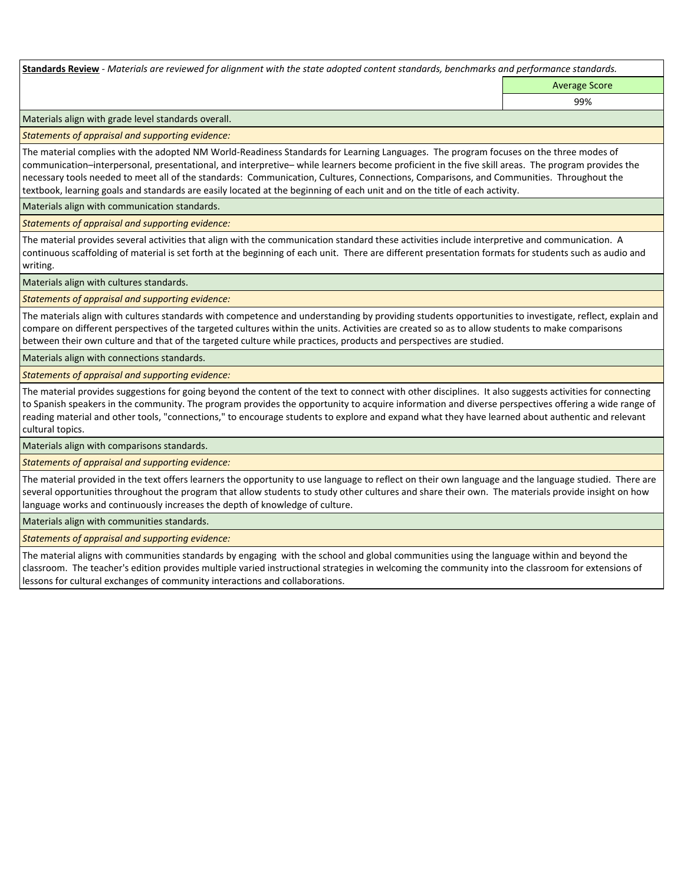**Standards Review** - *Materials are reviewed for alignment with the state adopted content standards, benchmarks and performance standards.*

| | Average Score |
|---|---|
| | 99% |

Materials align with grade level standards overall.

*Statements of appraisal and supporting evidence:*

The material complies with the adopted NM World-Readiness Standards for Learning Languages. The program focuses on the three modes of communication–interpersonal, presentational, and interpretive– while learners become proficient in the five skill areas. The program provides the necessary tools needed to meet all of the standards: Communication, Cultures, Connections, Comparisons, and Communities. Throughout the textbook, learning goals and standards are easily located at the beginning of each unit and on the title of each activity.

Materials align with communication standards.

*Statements of appraisal and supporting evidence:*

The material provides several activities that align with the communication standard these activities include interpretive and communication. A continuous scaffolding of material is set forth at the beginning of each unit. There are different presentation formats for students such as audio and writing.

Materials align with cultures standards.

*Statements of appraisal and supporting evidence:*

The materials align with cultures standards with competence and understanding by providing students opportunities to investigate, reflect, explain and compare on different perspectives of the targeted cultures within the units. Activities are created so as to allow students to make comparisons between their own culture and that of the targeted culture while practices, products and perspectives are studied.

Materials align with connections standards.

*Statements of appraisal and supporting evidence:*

The material provides suggestions for going beyond the content of the text to connect with other disciplines. It also suggests activities for connecting to Spanish speakers in the community. The program provides the opportunity to acquire information and diverse perspectives offering a wide range of reading material and other tools, "connections," to encourage students to explore and expand what they have learned about authentic and relevant cultural topics.

Materials align with comparisons standards.

*Statements of appraisal and supporting evidence:*

The material provided in the text offers learners the opportunity to use language to reflect on their own language and the language studied. There are several opportunities throughout the program that allow students to study other cultures and share their own. The materials provide insight on how language works and continuously increases the depth of knowledge of culture.

Materials align with communities standards.

*Statements of appraisal and supporting evidence:*

The material aligns with communities standards by engaging with the school and global communities using the language within and beyond the classroom. The teacher's edition provides multiple varied instructional strategies in welcoming the community into the classroom for extensions of lessons for cultural exchanges of community interactions and collaborations.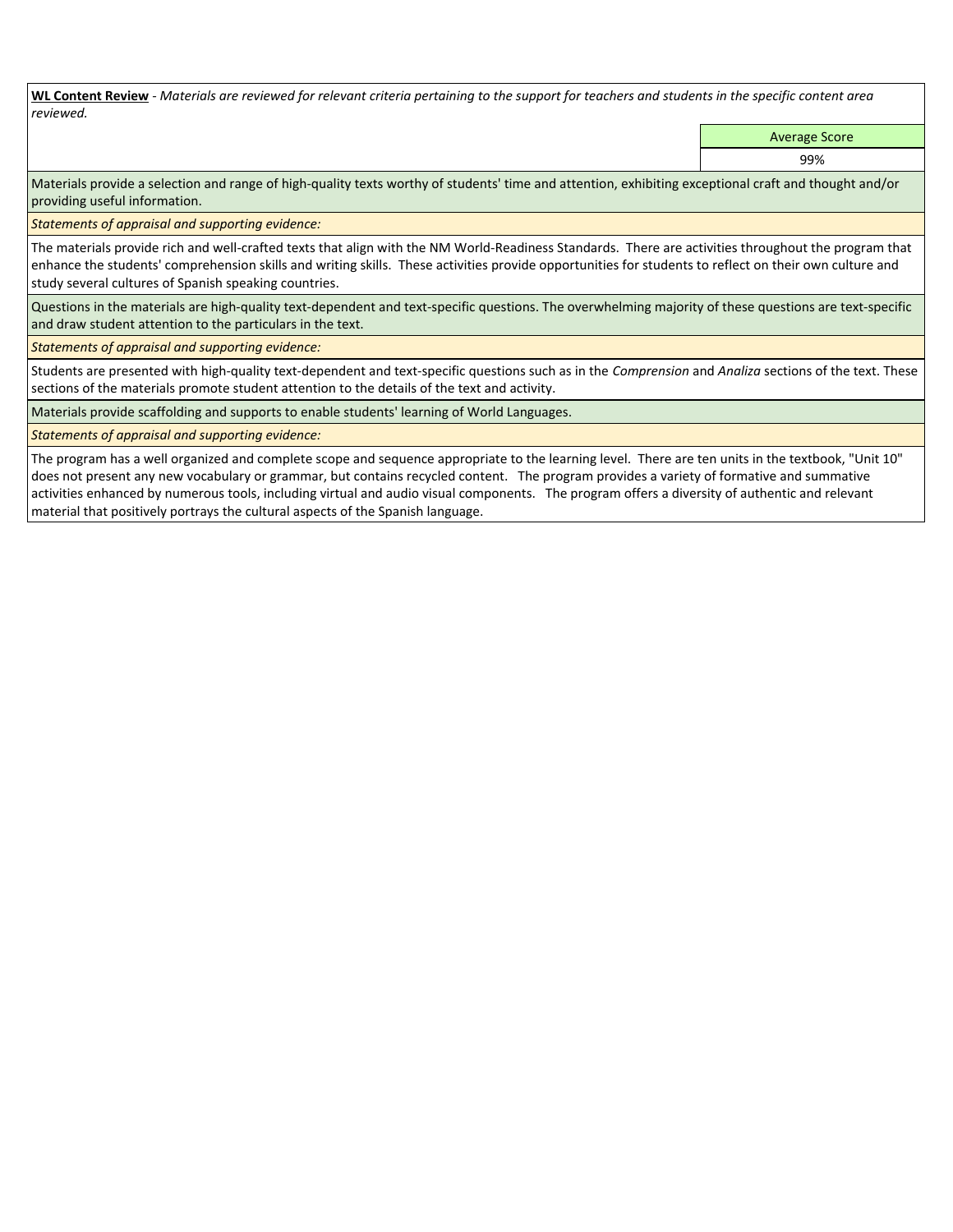**<u>WL Content Review</u>** - *Materials are reviewed for relevant criteria pertaining to the support for teachers and students in the specific content area reviewed.*

| | Average Score |
|---|---|
| | 99% |

Materials provide a selection and range of high-quality texts worthy of students' time and attention, exhibiting exceptional craft and thought and/or providing useful information.

*Statements of appraisal and supporting evidence:*

The materials provide rich and well-crafted texts that align with the NM World-Readiness Standards. There are activities throughout the program that enhance the students' comprehension skills and writing skills. These activities provide opportunities for students to reflect on their own culture and study several cultures of Spanish speaking countries.

Questions in the materials are high-quality text-dependent and text-specific questions. The overwhelming majority of these questions are text-specific and draw student attention to the particulars in the text.

*Statements of appraisal and supporting evidence:*

Students are presented with high-quality text-dependent and text-specific questions such as in the *Comprension* and *Analiza* sections of the text. These sections of the materials promote student attention to the details of the text and activity.

Materials provide scaffolding and supports to enable students' learning of World Languages.

*Statements of appraisal and supporting evidence:*

The program has a well organized and complete scope and sequence appropriate to the learning level. There are ten units in the textbook, "Unit 10" does not present any new vocabulary or grammar, but contains recycled content. The program provides a variety of formative and summative activities enhanced by numerous tools, including virtual and audio visual components. The program offers a diversity of authentic and relevant material that positively portrays the cultural aspects of the Spanish language.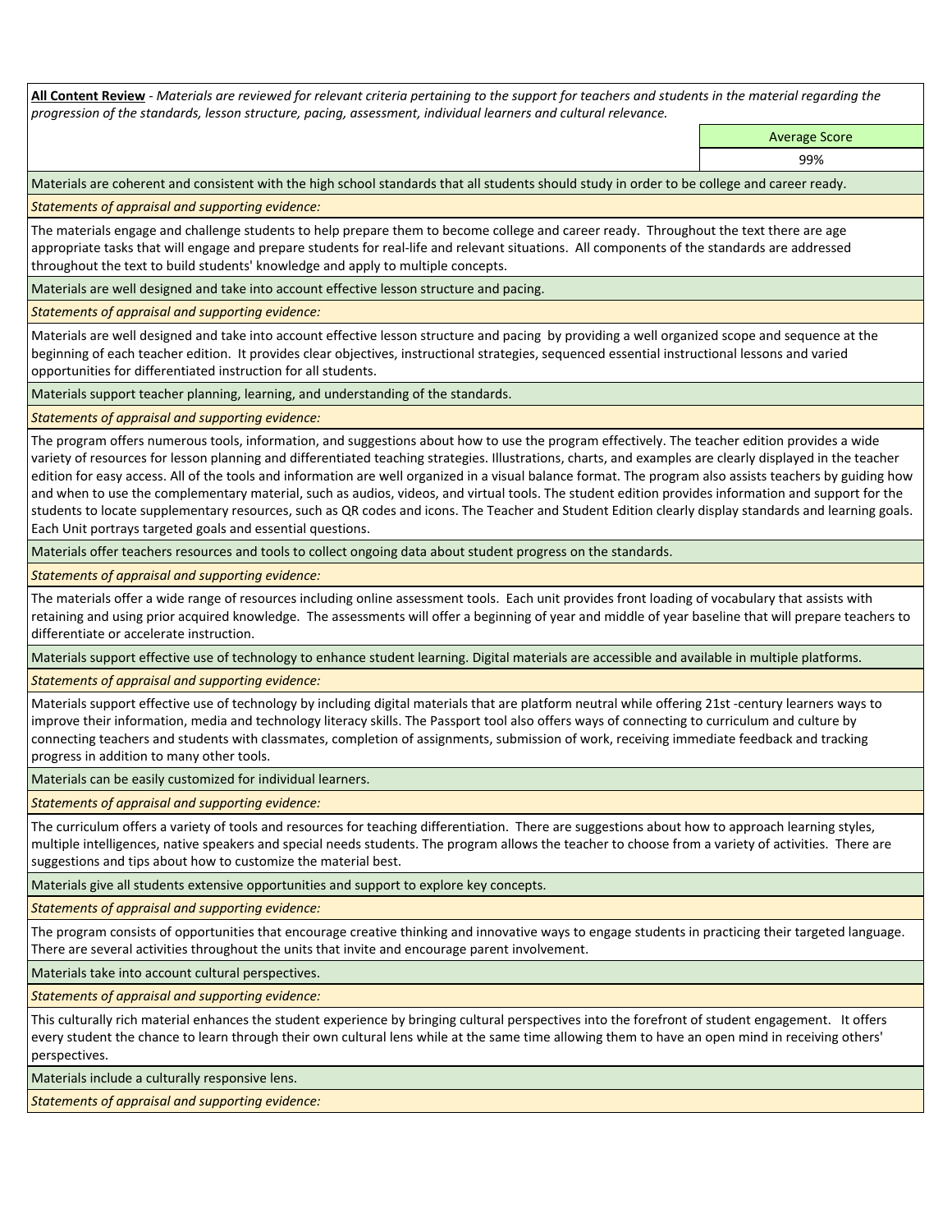**All Content Review** - *Materials are reviewed for relevant criteria pertaining to the support for teachers and students in the material regarding the progression of the standards, lesson structure, pacing, assessment, individual learners and cultural relevance.*

| | Average Score |
|---|---|
| | 99% |

Materials are coherent and consistent with the high school standards that all students should study in order to be college and career ready.

*Statements of appraisal and supporting evidence:*

The materials engage and challenge students to help prepare them to become college and career ready. Throughout the text there are age appropriate tasks that will engage and prepare students for real-life and relevant situations. All components of the standards are addressed throughout the text to build students' knowledge and apply to multiple concepts.

Materials are well designed and take into account effective lesson structure and pacing.

*Statements of appraisal and supporting evidence:*

Materials are well designed and take into account effective lesson structure and pacing by providing a well organized scope and sequence at the beginning of each teacher edition. It provides clear objectives, instructional strategies, sequenced essential instructional lessons and varied opportunities for differentiated instruction for all students.

Materials support teacher planning, learning, and understanding of the standards.

*Statements of appraisal and supporting evidence:*

The program offers numerous tools, information, and suggestions about how to use the program effectively. The teacher edition provides a wide variety of resources for lesson planning and differentiated teaching strategies. Illustrations, charts, and examples are clearly displayed in the teacher edition for easy access. All of the tools and information are well organized in a visual balance format. The program also assists teachers by guiding how and when to use the complementary material, such as audios, videos, and virtual tools. The student edition provides information and support for the students to locate supplementary resources, such as QR codes and icons. The Teacher and Student Edition clearly display standards and learning goals. Each Unit portrays targeted goals and essential questions.

Materials offer teachers resources and tools to collect ongoing data about student progress on the standards.

*Statements of appraisal and supporting evidence:*

The materials offer a wide range of resources including online assessment tools. Each unit provides front loading of vocabulary that assists with retaining and using prior acquired knowledge. The assessments will offer a beginning of year and middle of year baseline that will prepare teachers to differentiate or accelerate instruction.

Materials support effective use of technology to enhance student learning. Digital materials are accessible and available in multiple platforms.

*Statements of appraisal and supporting evidence:*

Materials support effective use of technology by including digital materials that are platform neutral while offering 21st -century learners ways to improve their information, media and technology literacy skills. The Passport tool also offers ways of connecting to curriculum and culture by connecting teachers and students with classmates, completion of assignments, submission of work, receiving immediate feedback and tracking progress in addition to many other tools.

Materials can be easily customized for individual learners.

*Statements of appraisal and supporting evidence:*

The curriculum offers a variety of tools and resources for teaching differentiation. There are suggestions about how to approach learning styles, multiple intelligences, native speakers and special needs students. The program allows the teacher to choose from a variety of activities. There are suggestions and tips about how to customize the material best.

Materials give all students extensive opportunities and support to explore key concepts.

*Statements of appraisal and supporting evidence:*

The program consists of opportunities that encourage creative thinking and innovative ways to engage students in practicing their targeted language. There are several activities throughout the units that invite and encourage parent involvement.

Materials take into account cultural perspectives.

*Statements of appraisal and supporting evidence:*

This culturally rich material enhances the student experience by bringing cultural perspectives into the forefront of student engagement. It offers every student the chance to learn through their own cultural lens while at the same time allowing them to have an open mind in receiving others' perspectives.

Materials include a culturally responsive lens.

*Statements of appraisal and supporting evidence:*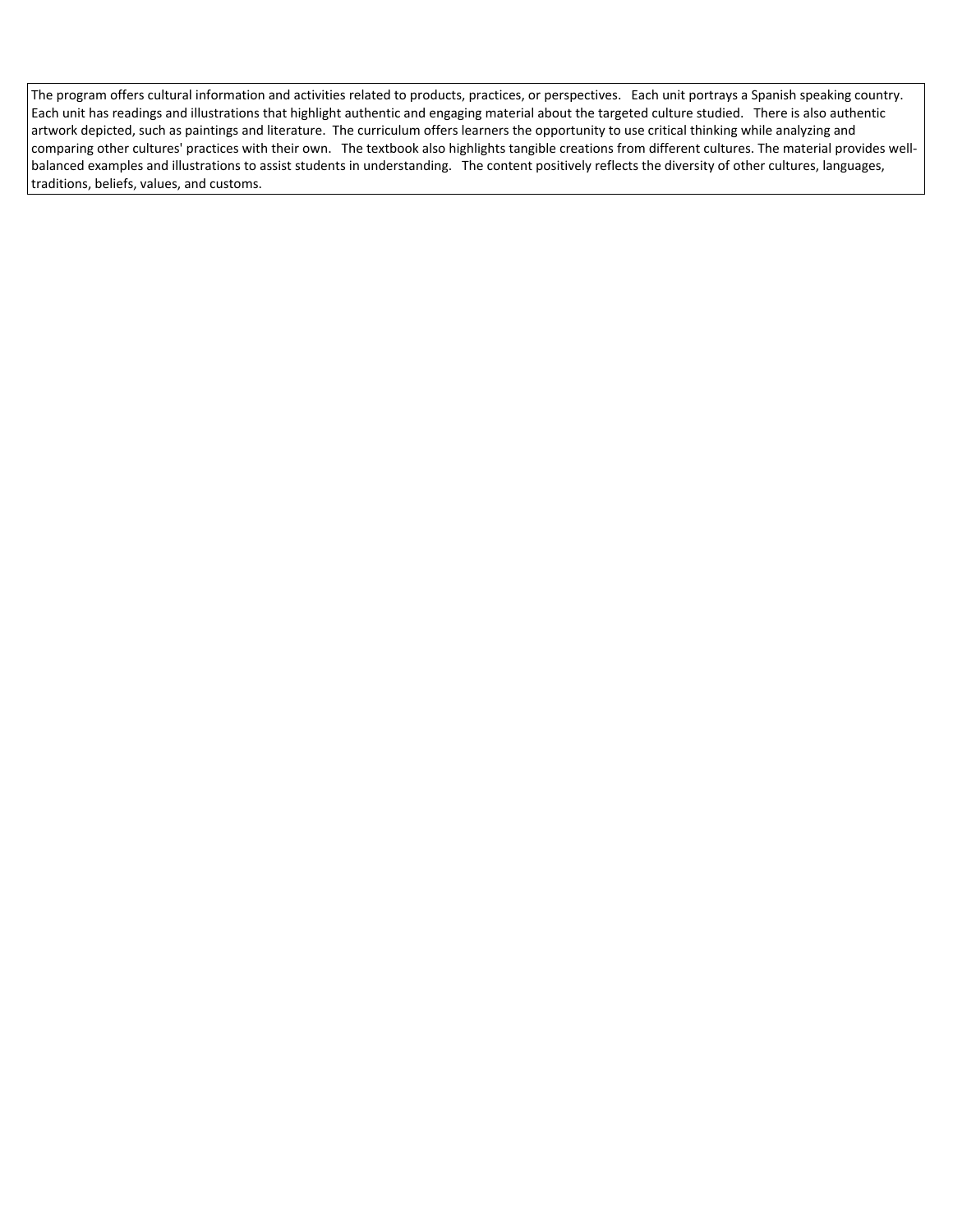The program offers cultural information and activities related to products, practices, or perspectives. Each unit portrays a Spanish speaking country. Each unit has readings and illustrations that highlight authentic and engaging material about the targeted culture studied. There is also authentic artwork depicted, such as paintings and literature. The curriculum offers learners the opportunity to use critical thinking while analyzing and comparing other cultures' practices with their own. The textbook also highlights tangible creations from different cultures. The material provides well-balanced examples and illustrations to assist students in understanding. The content positively reflects the diversity of other cultures, languages, traditions, beliefs, values, and customs.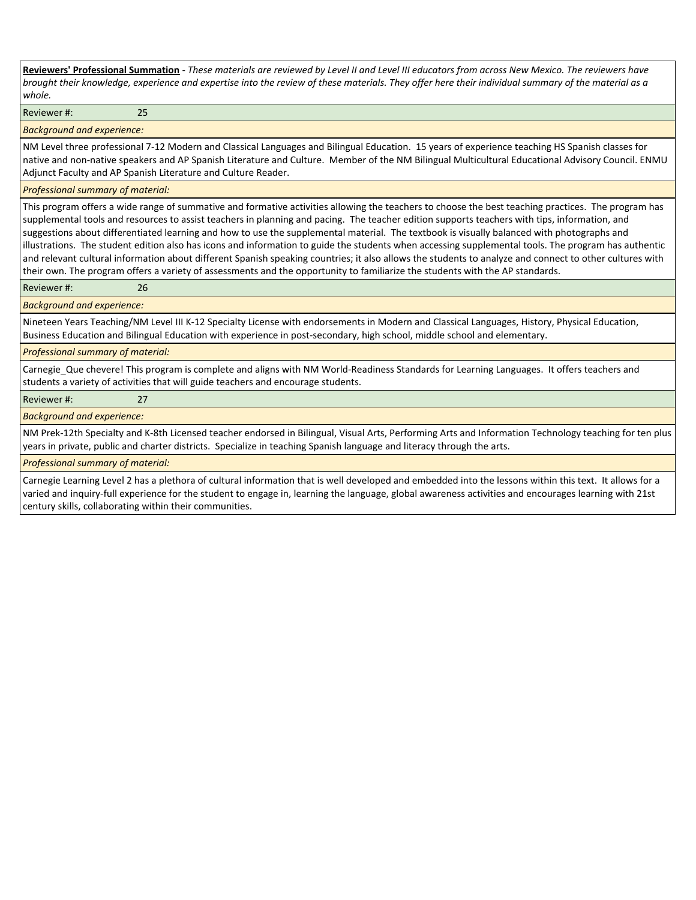**Reviewers' Professional Summation** - *These materials are reviewed by Level II and Level III educators from across New Mexico. The reviewers have brought their knowledge, experience and expertise into the review of these materials. They offer here their individual summary of the material as a whole.*

Reviewer #: 25

*Background and experience:*

NM Level three professional 7-12 Modern and Classical Languages and Bilingual Education. 15 years of experience teaching HS Spanish classes for native and non-native speakers and AP Spanish Literature and Culture. Member of the NM Bilingual Multicultural Educational Advisory Council. ENMU Adjunct Faculty and AP Spanish Literature and Culture Reader.

*Professional summary of material:*

This program offers a wide range of summative and formative activities allowing the teachers to choose the best teaching practices. The program has supplemental tools and resources to assist teachers in planning and pacing. The teacher edition supports teachers with tips, information, and suggestions about differentiated learning and how to use the supplemental material. The textbook is visually balanced with photographs and illustrations. The student edition also has icons and information to guide the students when accessing supplemental tools. The program has authentic and relevant cultural information about different Spanish speaking countries; it also allows the students to analyze and connect to other cultures with their own. The program offers a variety of assessments and the opportunity to familiarize the students with the AP standards.

Reviewer #: 26

*Background and experience:*

Nineteen Years Teaching/NM Level III K-12 Specialty License with endorsements in Modern and Classical Languages, History, Physical Education, Business Education and Bilingual Education with experience in post-secondary, high school, middle school and elementary.

*Professional summary of material:*

Carnegie_Que chevere! This program is complete and aligns with NM World-Readiness Standards for Learning Languages. It offers teachers and students a variety of activities that will guide teachers and encourage students.

Reviewer #: 27

*Background and experience:*

NM Prek-12th Specialty and K-8th Licensed teacher endorsed in Bilingual, Visual Arts, Performing Arts and Information Technology teaching for ten plus years in private, public and charter districts. Specialize in teaching Spanish language and literacy through the arts.

*Professional summary of material:*

Carnegie Learning Level 2 has a plethora of cultural information that is well developed and embedded into the lessons within this text. It allows for a varied and inquiry-full experience for the student to engage in, learning the language, global awareness activities and encourages learning with 21st century skills, collaborating within their communities.